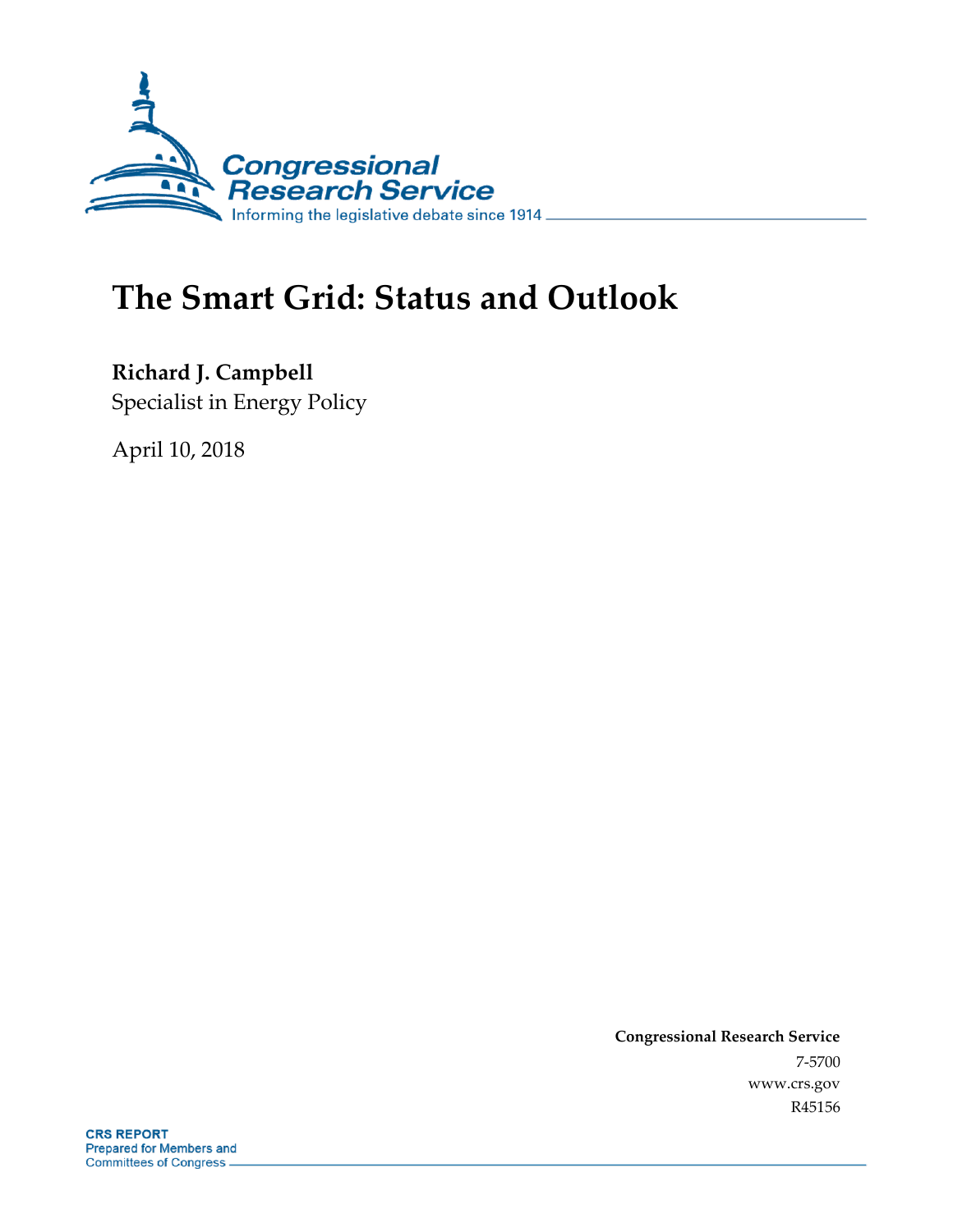Congressional Research Service

Informing the legislative debate since 1914

# The Smart Grid: Status and Outlook

**Richard J. Campbell**

Specialist in Energy Policy

April 10, 2018

**Congressional Research Service**

7-5700

www.crs.gov

R45156

**CRS REPORT**

Prepared for Members and Committees of Congress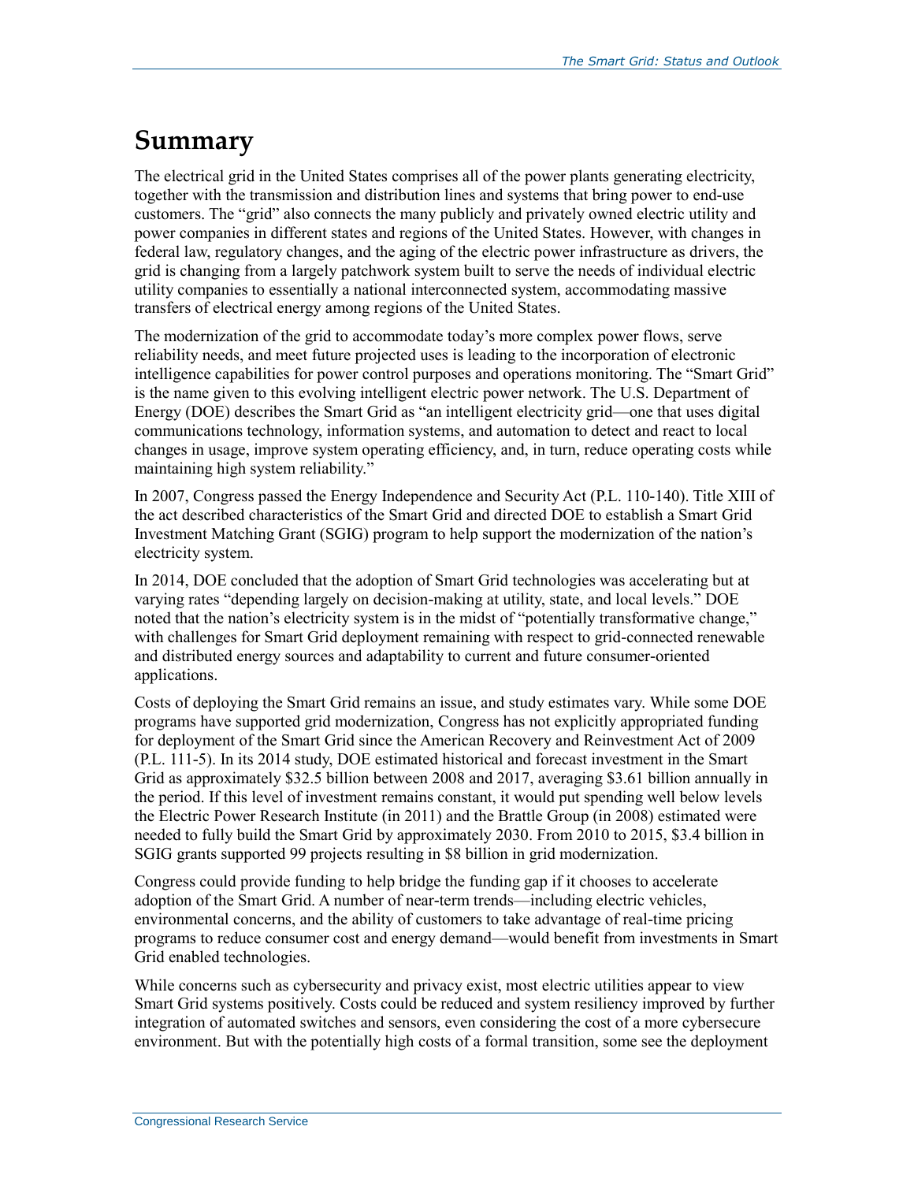# Summary

The electrical grid in the United States comprises all of the power plants generating electricity, together with the transmission and distribution lines and systems that bring power to end-use customers. The "grid" also connects the many publicly and privately owned electric utility and power companies in different states and regions of the United States. However, with changes in federal law, regulatory changes, and the aging of the electric power infrastructure as drivers, the grid is changing from a largely patchwork system built to serve the needs of individual electric utility companies to essentially a national interconnected system, accommodating massive transfers of electrical energy among regions of the United States.

The modernization of the grid to accommodate today's more complex power flows, serve reliability needs, and meet future projected uses is leading to the incorporation of electronic intelligence capabilities for power control purposes and operations monitoring. The "Smart Grid" is the name given to this evolving intelligent electric power network. The U.S. Department of Energy (DOE) describes the Smart Grid as "an intelligent electricity grid—one that uses digital communications technology, information systems, and automation to detect and react to local changes in usage, improve system operating efficiency, and, in turn, reduce operating costs while maintaining high system reliability."

In 2007, Congress passed the Energy Independence and Security Act (P.L. 110-140). Title XIII of the act described characteristics of the Smart Grid and directed DOE to establish a Smart Grid Investment Matching Grant (SGIG) program to help support the modernization of the nation's electricity system.

In 2014, DOE concluded that the adoption of Smart Grid technologies was accelerating but at varying rates "depending largely on decision-making at utility, state, and local levels." DOE noted that the nation's electricity system is in the midst of "potentially transformative change," with challenges for Smart Grid deployment remaining with respect to grid-connected renewable and distributed energy sources and adaptability to current and future consumer-oriented applications.

Costs of deploying the Smart Grid remains an issue, and study estimates vary. While some DOE programs have supported grid modernization, Congress has not explicitly appropriated funding for deployment of the Smart Grid since the American Recovery and Reinvestment Act of 2009 (P.L. 111-5). In its 2014 study, DOE estimated historical and forecast investment in the Smart Grid as approximately $32.5 billion between 2008 and 2017, averaging $3.61 billion annually in the period. If this level of investment remains constant, it would put spending well below levels the Electric Power Research Institute (in 2011) and the Brattle Group (in 2008) estimated were needed to fully build the Smart Grid by approximately 2030. From 2010 to 2015, $3.4 billion in SGIG grants supported 99 projects resulting in $8 billion in grid modernization.

Congress could provide funding to help bridge the funding gap if it chooses to accelerate adoption of the Smart Grid. A number of near-term trends—including electric vehicles, environmental concerns, and the ability of customers to take advantage of real-time pricing programs to reduce consumer cost and energy demand—would benefit from investments in Smart Grid enabled technologies.

While concerns such as cybersecurity and privacy exist, most electric utilities appear to view Smart Grid systems positively. Costs could be reduced and system resiliency improved by further integration of automated switches and sensors, even considering the cost of a more cybersecure environment. But with the potentially high costs of a formal transition, some see the deployment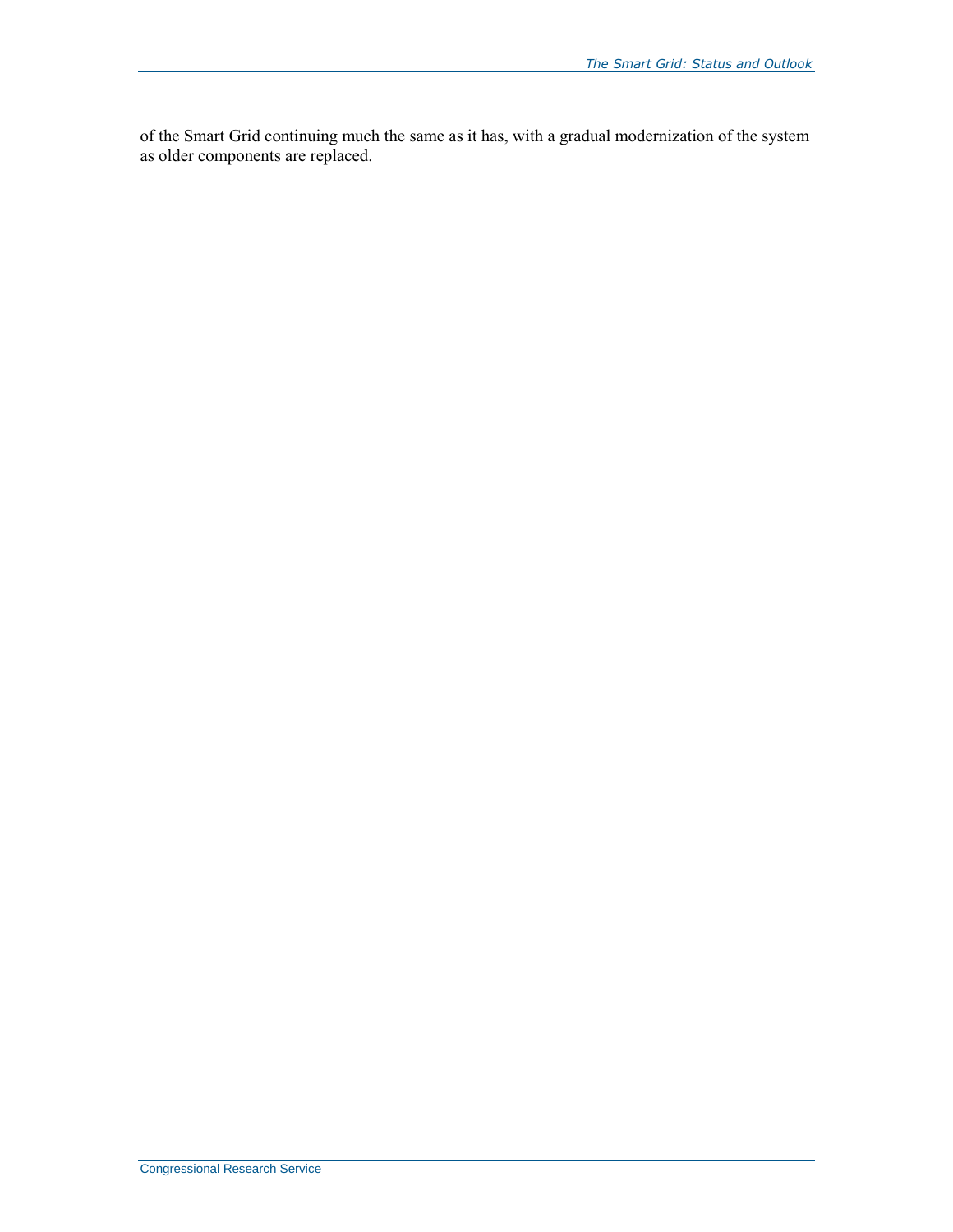of the Smart Grid continuing much the same as it has, with a gradual modernization of the system as older components are replaced.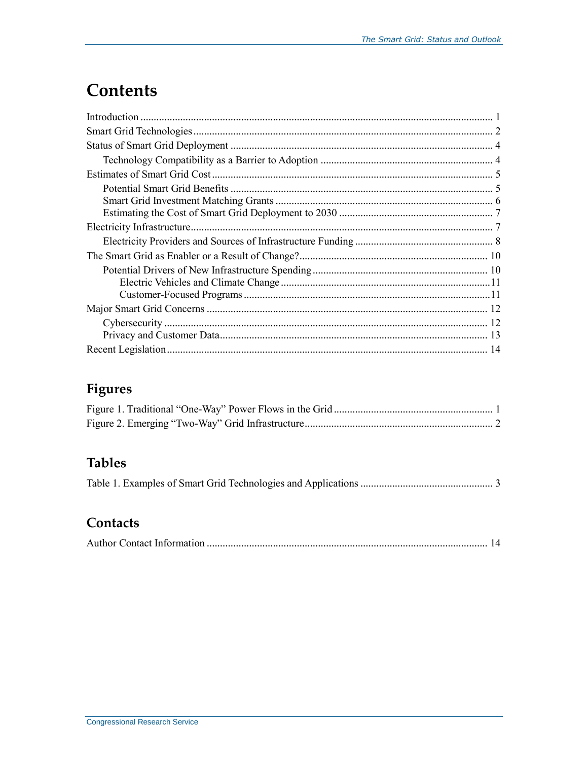# Contents

Introduction ... 1
Smart Grid Technologies ... 2
Status of Smart Grid Deployment ... 4
  Technology Compatibility as a Barrier to Adoption ... 4
Estimates of Smart Grid Cost ... 5
  Potential Smart Grid Benefits ... 5
  Smart Grid Investment Matching Grants ... 6
  Estimating the Cost of Smart Grid Deployment to 2030 ... 7
Electricity Infrastructure ... 7
  Electricity Providers and Sources of Infrastructure Funding ... 8
The Smart Grid as Enabler or a Result of Change? ... 10
  Potential Drivers of New Infrastructure Spending ... 10
    Electric Vehicles and Climate Change ... 11
    Customer-Focused Programs ... 11
Major Smart Grid Concerns ... 12
  Cybersecurity ... 12
  Privacy and Customer Data ... 13
Recent Legislation ... 14

## Figures

Figure 1. Traditional "One-Way" Power Flows in the Grid ... 1
Figure 2. Emerging "Two-Way" Grid Infrastructure ... 2

## Tables

Table 1. Examples of Smart Grid Technologies and Applications ... 3

## Contacts

Author Contact Information ... 14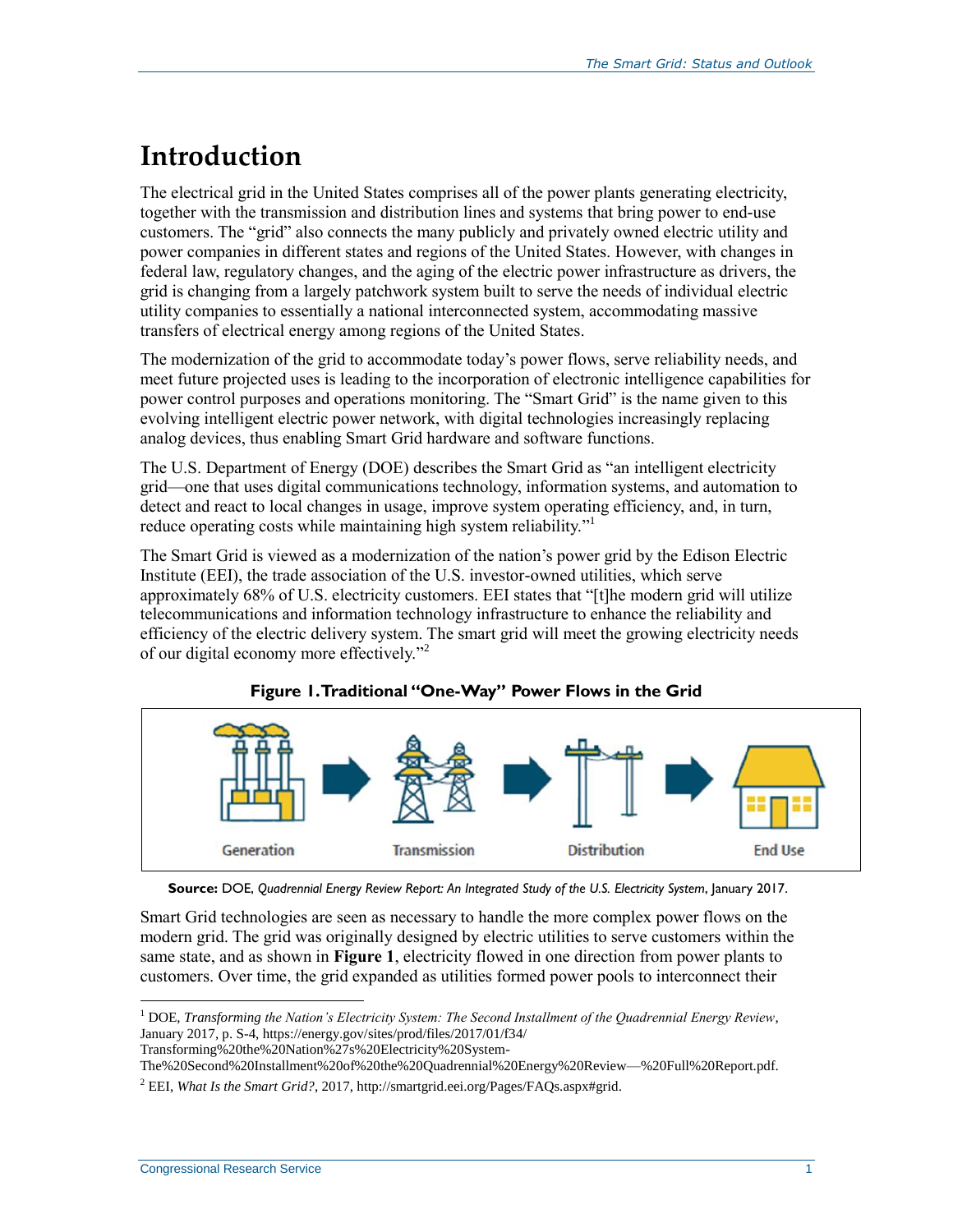# Introduction

The electrical grid in the United States comprises all of the power plants generating electricity, together with the transmission and distribution lines and systems that bring power to end-use customers. The "grid" also connects the many publicly and privately owned electric utility and power companies in different states and regions of the United States. However, with changes in federal law, regulatory changes, and the aging of the electric power infrastructure as drivers, the grid is changing from a largely patchwork system built to serve the needs of individual electric utility companies to essentially a national interconnected system, accommodating massive transfers of electrical energy among regions of the United States.

The modernization of the grid to accommodate today's power flows, serve reliability needs, and meet future projected uses is leading to the incorporation of electronic intelligence capabilities for power control purposes and operations monitoring. The "Smart Grid" is the name given to this evolving intelligent electric power network, with digital technologies increasingly replacing analog devices, thus enabling Smart Grid hardware and software functions.

The U.S. Department of Energy (DOE) describes the Smart Grid as "an intelligent electricity grid—one that uses digital communications technology, information systems, and automation to detect and react to local changes in usage, improve system operating efficiency, and, in turn, reduce operating costs while maintaining high system reliability."[1]

The Smart Grid is viewed as a modernization of the nation's power grid by the Edison Electric Institute (EEI), the trade association of the U.S. investor-owned utilities, which serve approximately 68% of U.S. electricity customers. EEI states that "[t]he modern grid will utilize telecommunications and information technology infrastructure to enhance the reliability and efficiency of the electric delivery system. The smart grid will meet the growing electricity needs of our digital economy more effectively."[2]

**Figure 1. Traditional "One-Way" Power Flows in the Grid**

Generation

Transmission

Distribution

End Use

**Source:** DOE, *Quadrennial Energy Review Report: An Integrated Study of the U.S. Electricity System*, January 2017.

Smart Grid technologies are seen as necessary to handle the more complex power flows on the modern grid. The grid was originally designed by electric utilities to serve customers within the same state, and as shown in **Figure 1**, electricity flowed in one direction from power plants to customers. Over time, the grid expanded as utilities formed power pools to interconnect their

---

[1] DOE, *Transforming the Nation's Electricity System: The Second Installment of the Quadrennial Energy Review*, January 2017, p. S-4, https://energy.gov/sites/prod/files/2017/01/f34/Transforming%20the%20Nation%27s%20Electricity%20System-The%20Second%20Installment%20of%20the%20Quadrennial%20Energy%20Review—%20Full%20Report.pdf.

[2] EEI, *What Is the Smart Grid?*, 2017, http://smartgrid.eei.org/Pages/FAQs.aspx#grid.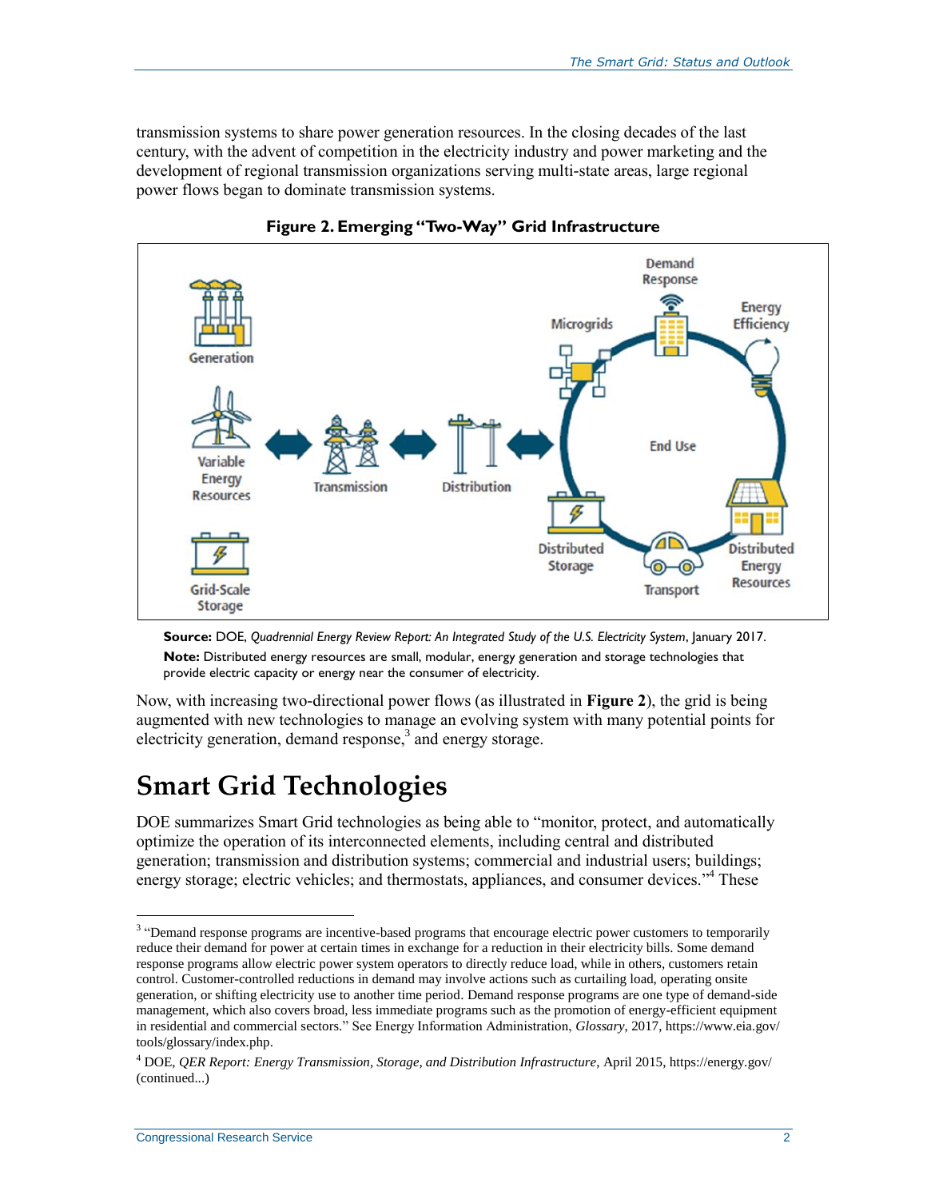transmission systems to share power generation resources. In the closing decades of the last century, with the advent of competition in the electricity industry and power marketing and the development of regional transmission organizations serving multi-state areas, large regional power flows began to dominate transmission systems.

**Figure 2. Emerging "Two-Way" Grid Infrastructure**

Generation

Variable Energy Resources

Grid-Scale Storage

Transmission

Distribution

Microgrids

Demand Response

Energy Efficiency

End Use

Distributed Storage

Transport

Distributed Energy Resources

**Source:** DOE, *Quadrennial Energy Review Report: An Integrated Study of the U.S. Electricity System*, January 2017.

**Note:** Distributed energy resources are small, modular, energy generation and storage technologies that provide electric capacity or energy near the consumer of electricity.

Now, with increasing two-directional power flows (as illustrated in **Figure 2**), the grid is being augmented with new technologies to manage an evolving system with many potential points for electricity generation, demand response,[3] and energy storage.

# Smart Grid Technologies

DOE summarizes Smart Grid technologies as being able to "monitor, protect, and automatically optimize the operation of its interconnected elements, including central and distributed generation; transmission and distribution systems; commercial and industrial users; buildings; energy storage; electric vehicles; and thermostats, appliances, and consumer devices."[4] These

---

[3] "Demand response programs are incentive-based programs that encourage electric power customers to temporarily reduce their demand for power at certain times in exchange for a reduction in their electricity bills. Some demand response programs allow electric power system operators to directly reduce load, while in others, customers retain control. Customer-controlled reductions in demand may involve actions such as curtailing load, operating onsite generation, or shifting electricity use to another time period. Demand response programs are one type of demand-side management, which also covers broad, less immediate programs such as the promotion of energy-efficient equipment in residential and commercial sectors." See Energy Information Administration, *Glossary*, 2017, https://www.eia.gov/tools/glossary/index.php.

[4] DOE, *QER Report: Energy Transmission, Storage, and Distribution Infrastructure*, April 2015, https://energy.gov/ (continued...)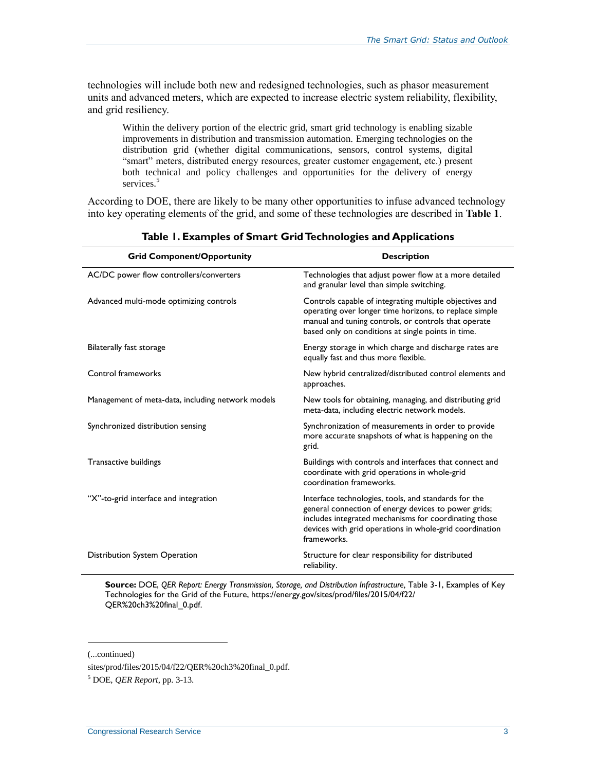technologies will include both new and redesigned technologies, such as phasor measurement units and advanced meters, which are expected to increase electric system reliability, flexibility, and grid resiliency.

> Within the delivery portion of the electric grid, smart grid technology is enabling sizable improvements in distribution and transmission automation. Emerging technologies on the distribution grid (whether digital communications, sensors, control systems, digital "smart" meters, distributed energy resources, greater customer engagement, etc.) present both technical and policy challenges and opportunities for the delivery of energy services.[5]

According to DOE, there are likely to be many other opportunities to infuse advanced technology into key operating elements of the grid, and some of these technologies are described in **Table 1**.

**Table 1. Examples of Smart Grid Technologies and Applications**

| Grid Component/Opportunity | Description |
|---|---|
| AC/DC power flow controllers/converters | Technologies that adjust power flow at a more detailed and granular level than simple switching. |
| Advanced multi-mode optimizing controls | Controls capable of integrating multiple objectives and operating over longer time horizons, to replace simple manual and tuning controls, or controls that operate based only on conditions at single points in time. |
| Bilaterally fast storage | Energy storage in which charge and discharge rates are equally fast and thus more flexible. |
| Control frameworks | New hybrid centralized/distributed control elements and approaches. |
| Management of meta-data, including network models | New tools for obtaining, managing, and distributing grid meta-data, including electric network models. |
| Synchronized distribution sensing | Synchronization of measurements in order to provide more accurate snapshots of what is happening on the grid. |
| Transactive buildings | Buildings with controls and interfaces that connect and coordinate with grid operations in whole-grid coordination frameworks. |
| "X"-to-grid interface and integration | Interface technologies, tools, and standards for the general connection of energy devices to power grids; includes integrated mechanisms for coordinating those devices with grid operations in whole-grid coordination frameworks. |
| Distribution System Operation | Structure for clear responsibility for distributed reliability. |

**Source:** DOE, *QER Report: Energy Transmission, Storage, and Distribution Infrastructure,* Table 3-1, Examples of Key Technologies for the Grid of the Future, https://energy.gov/sites/prod/files/2015/04/f22/QER%20ch3%20final_0.pdf.

---

(...continued)

sites/prod/files/2015/04/f22/QER%20ch3%20final_0.pdf.

[5] DOE, *QER Report*, pp. 3-13.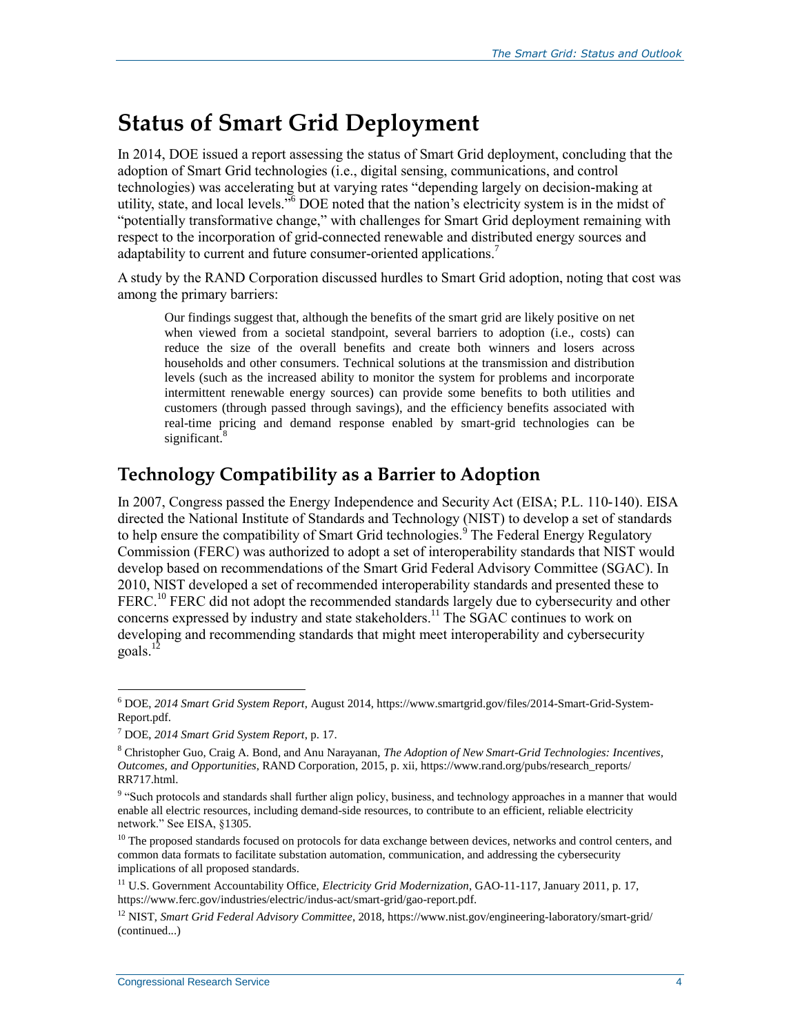# Status of Smart Grid Deployment

In 2014, DOE issued a report assessing the status of Smart Grid deployment, concluding that the adoption of Smart Grid technologies (i.e., digital sensing, communications, and control technologies) was accelerating but at varying rates "depending largely on decision-making at utility, state, and local levels."[6] DOE noted that the nation's electricity system is in the midst of "potentially transformative change," with challenges for Smart Grid deployment remaining with respect to the incorporation of grid-connected renewable and distributed energy sources and adaptability to current and future consumer-oriented applications.[7]

A study by the RAND Corporation discussed hurdles to Smart Grid adoption, noting that cost was among the primary barriers:

> Our findings suggest that, although the benefits of the smart grid are likely positive on net when viewed from a societal standpoint, several barriers to adoption (i.e., costs) can reduce the size of the overall benefits and create both winners and losers across households and other consumers. Technical solutions at the transmission and distribution levels (such as the increased ability to monitor the system for problems and incorporate intermittent renewable energy sources) can provide some benefits to both utilities and customers (through passed through savings), and the efficiency benefits associated with real-time pricing and demand response enabled by smart-grid technologies can be significant.[8]

## Technology Compatibility as a Barrier to Adoption

In 2007, Congress passed the Energy Independence and Security Act (EISA; P.L. 110-140). EISA directed the National Institute of Standards and Technology (NIST) to develop a set of standards to help ensure the compatibility of Smart Grid technologies.[9] The Federal Energy Regulatory Commission (FERC) was authorized to adopt a set of interoperability standards that NIST would develop based on recommendations of the Smart Grid Federal Advisory Committee (SGAC). In 2010, NIST developed a set of recommended interoperability standards and presented these to FERC.[10] FERC did not adopt the recommended standards largely due to cybersecurity and other concerns expressed by industry and state stakeholders.[11] The SGAC continues to work on developing and recommending standards that might meet interoperability and cybersecurity goals.[12]

---

[6] DOE, *2014 Smart Grid System Report*, August 2014, https://www.smartgrid.gov/files/2014-Smart-Grid-System-Report.pdf.

[7] DOE, *2014 Smart Grid System Report*, p. 17.

[8] Christopher Guo, Craig A. Bond, and Anu Narayanan, *The Adoption of New Smart-Grid Technologies: Incentives, Outcomes, and Opportunities*, RAND Corporation, 2015, p. xii, https://www.rand.org/pubs/research_reports/RR717.html.

[9] "Such protocols and standards shall further align policy, business, and technology approaches in a manner that would enable all electric resources, including demand-side resources, to contribute to an efficient, reliable electricity network." See EISA, §1305.

[10] The proposed standards focused on protocols for data exchange between devices, networks and control centers, and common data formats to facilitate substation automation, communication, and addressing the cybersecurity implications of all proposed standards.

[11] U.S. Government Accountability Office, *Electricity Grid Modernization*, GAO-11-117, January 2011, p. 17, https://www.ferc.gov/industries/electric/indus-act/smart-grid/gao-report.pdf.

[12] NIST, *Smart Grid Federal Advisory Committee*, 2018, https://www.nist.gov/engineering-laboratory/smart-grid/ (continued...)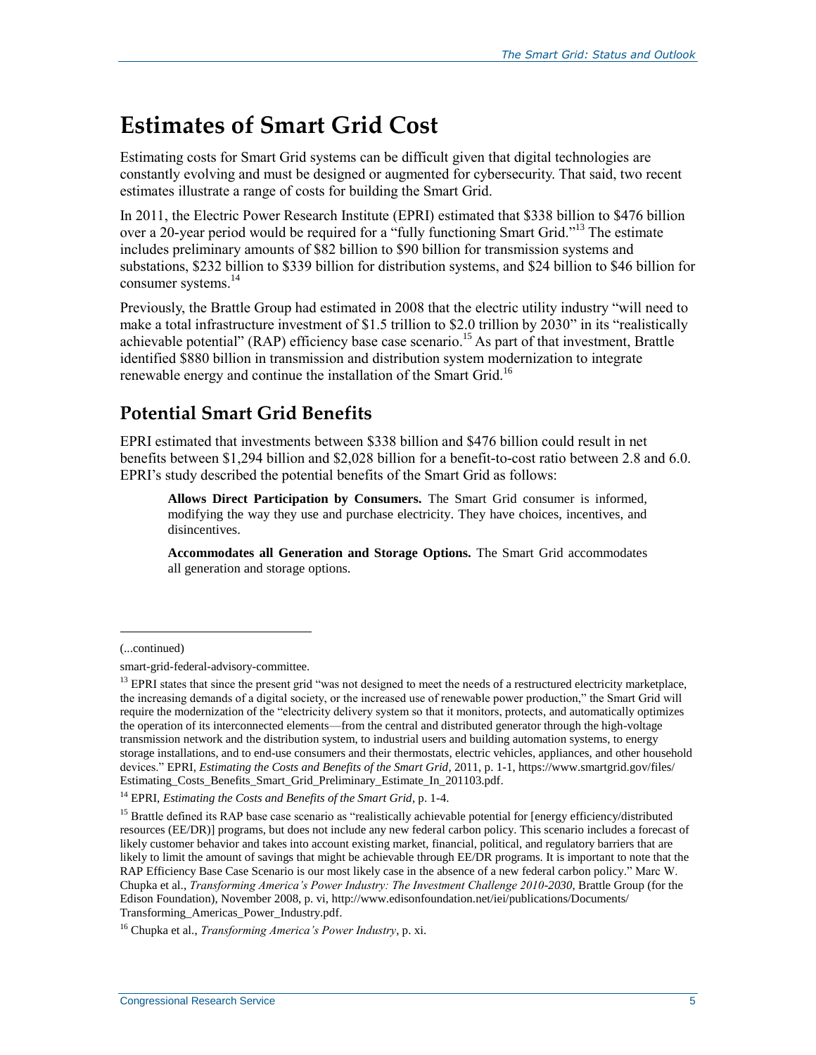# Estimates of Smart Grid Cost

Estimating costs for Smart Grid systems can be difficult given that digital technologies are constantly evolving and must be designed or augmented for cybersecurity. That said, two recent estimates illustrate a range of costs for building the Smart Grid.

In 2011, the Electric Power Research Institute (EPRI) estimated that $338 billion to $476 billion over a 20-year period would be required for a "fully functioning Smart Grid."[13] The estimate includes preliminary amounts of $82 billion to $90 billion for transmission systems and substations, $232 billion to $339 billion for distribution systems, and $24 billion to $46 billion for consumer systems.[14]

Previously, the Brattle Group had estimated in 2008 that the electric utility industry "will need to make a total infrastructure investment of $1.5 trillion to $2.0 trillion by 2030" in its "realistically achievable potential" (RAP) efficiency base case scenario.[15] As part of that investment, Brattle identified $880 billion in transmission and distribution system modernization to integrate renewable energy and continue the installation of the Smart Grid.[16]

## Potential Smart Grid Benefits

EPRI estimated that investments between $338 billion and $476 billion could result in net benefits between $1,294 billion and $2,028 billion for a benefit-to-cost ratio between 2.8 and 6.0. EPRI's study described the potential benefits of the Smart Grid as follows:

> **Allows Direct Participation by Consumers.** The Smart Grid consumer is informed, modifying the way they use and purchase electricity. They have choices, incentives, and disincentives.
>
> **Accommodates all Generation and Storage Options.** The Smart Grid accommodates all generation and storage options.

---

(...continued)

smart-grid-federal-advisory-committee.

[13] EPRI states that since the present grid "was not designed to meet the needs of a restructured electricity marketplace, the increasing demands of a digital society, or the increased use of renewable power production," the Smart Grid will require the modernization of the "electricity delivery system so that it monitors, protects, and automatically optimizes the operation of its interconnected elements—from the central and distributed generator through the high-voltage transmission network and the distribution system, to industrial users and building automation systems, to energy storage installations, and to end-use consumers and their thermostats, electric vehicles, appliances, and other household devices." EPRI, *Estimating the Costs and Benefits of the Smart Grid*, 2011, p. 1-1, https://www.smartgrid.gov/files/Estimating_Costs_Benefits_Smart_Grid_Preliminary_Estimate_In_201103.pdf.

[14] EPRI, *Estimating the Costs and Benefits of the Smart Grid*, p. 1-4.

[15] Brattle defined its RAP base case scenario as "realistically achievable potential for [energy efficiency/distributed resources (EE/DR)] programs, but does not include any new federal carbon policy. This scenario includes a forecast of likely customer behavior and takes into account existing market, financial, political, and regulatory barriers that are likely to limit the amount of savings that might be achievable through EE/DR programs. It is important to note that the RAP Efficiency Base Case Scenario is our most likely case in the absence of a new federal carbon policy." Marc W. Chupka et al., *Transforming America's Power Industry: The Investment Challenge 2010-2030*, Brattle Group (for the Edison Foundation), November 2008, p. vi, http://www.edisonfoundation.net/iei/publications/Documents/Transforming_Americas_Power_Industry.pdf.

[16] Chupka et al., *Transforming America's Power Industry*, p. xi.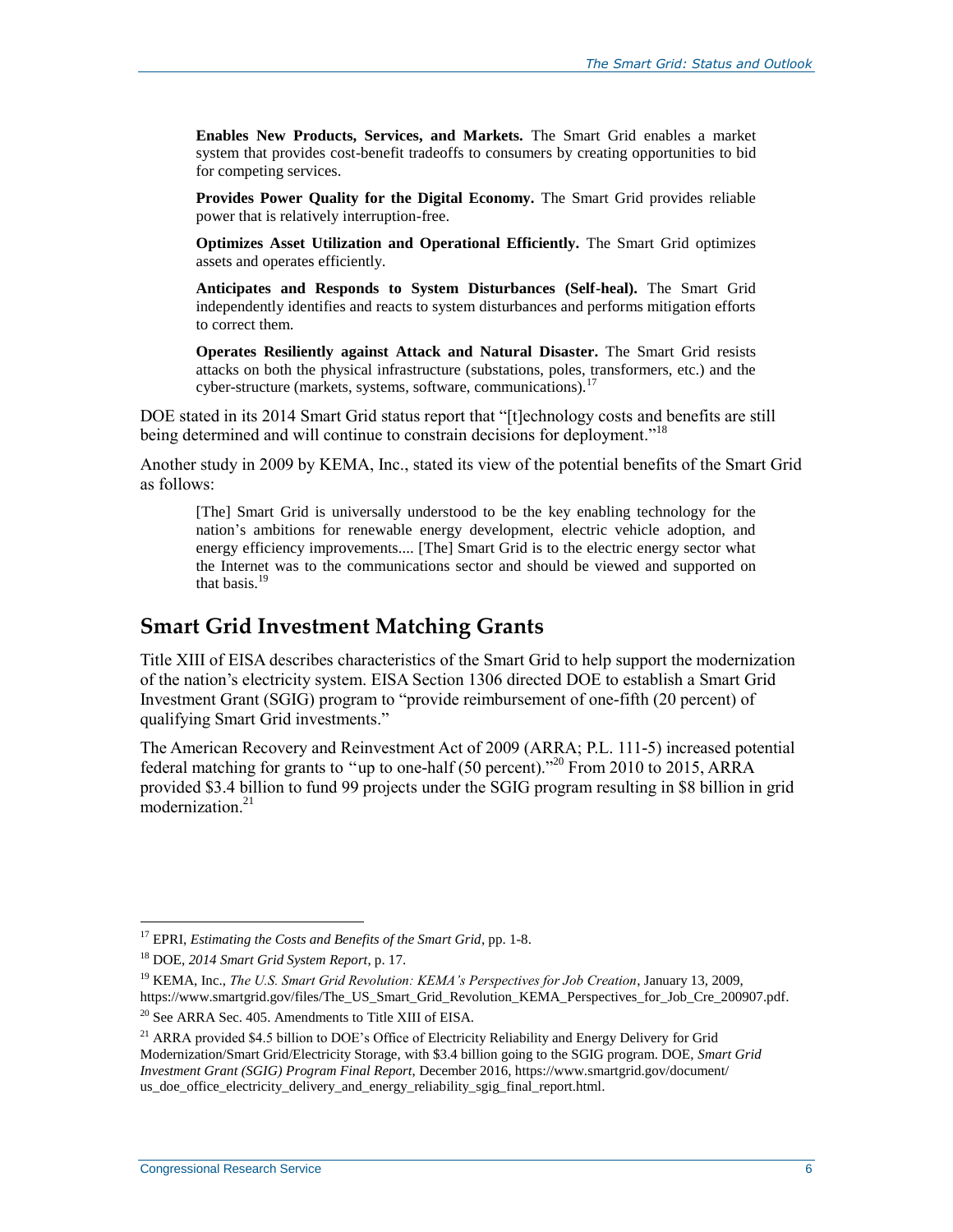> **Enables New Products, Services, and Markets.** The Smart Grid enables a market system that provides cost-benefit tradeoffs to consumers by creating opportunities to bid for competing services.
>
> **Provides Power Quality for the Digital Economy.** The Smart Grid provides reliable power that is relatively interruption-free.
>
> **Optimizes Asset Utilization and Operational Efficiently.** The Smart Grid optimizes assets and operates efficiently.
>
> **Anticipates and Responds to System Disturbances (Self-heal).** The Smart Grid independently identifies and reacts to system disturbances and performs mitigation efforts to correct them.
>
> **Operates Resiliently against Attack and Natural Disaster.** The Smart Grid resists attacks on both the physical infrastructure (substations, poles, transformers, etc.) and the cyber-structure (markets, systems, software, communications).[17]

DOE stated in its 2014 Smart Grid status report that "[t]echnology costs and benefits are still being determined and will continue to constrain decisions for deployment."[18]

Another study in 2009 by KEMA, Inc., stated its view of the potential benefits of the Smart Grid as follows:

> [The] Smart Grid is universally understood to be the key enabling technology for the nation's ambitions for renewable energy development, electric vehicle adoption, and energy efficiency improvements.... [The] Smart Grid is to the electric energy sector what the Internet was to the communications sector and should be viewed and supported on that basis.[19]

## Smart Grid Investment Matching Grants

Title XIII of EISA describes characteristics of the Smart Grid to help support the modernization of the nation's electricity system. EISA Section 1306 directed DOE to establish a Smart Grid Investment Grant (SGIG) program to "provide reimbursement of one-fifth (20 percent) of qualifying Smart Grid investments."

The American Recovery and Reinvestment Act of 2009 (ARRA; P.L. 111-5) increased potential federal matching for grants to "up to one-half (50 percent)."[20] From 2010 to 2015, ARRA provided $3.4 billion to fund 99 projects under the SGIG program resulting in $8 billion in grid modernization.[21]

---

[17] EPRI, *Estimating the Costs and Benefits of the Smart Grid*, pp. 1-8.

[18] DOE, *2014 Smart Grid System Report*, p. 17.

[19] KEMA, Inc., *The U.S. Smart Grid Revolution: KEMA's Perspectives for Job Creation*, January 13, 2009, https://www.smartgrid.gov/files/The_US_Smart_Grid_Revolution_KEMA_Perspectives_for_Job_Cre_200907.pdf.

[20] See ARRA Sec. 405. Amendments to Title XIII of EISA.

[21] ARRA provided $4.5 billion to DOE's Office of Electricity Reliability and Energy Delivery for Grid Modernization/Smart Grid/Electricity Storage, with $3.4 billion going to the SGIG program. DOE, *Smart Grid Investment Grant (SGIG) Program Final Report*, December 2016, https://www.smartgrid.gov/document/us_doe_office_electricity_delivery_and_energy_reliability_sgig_final_report.html.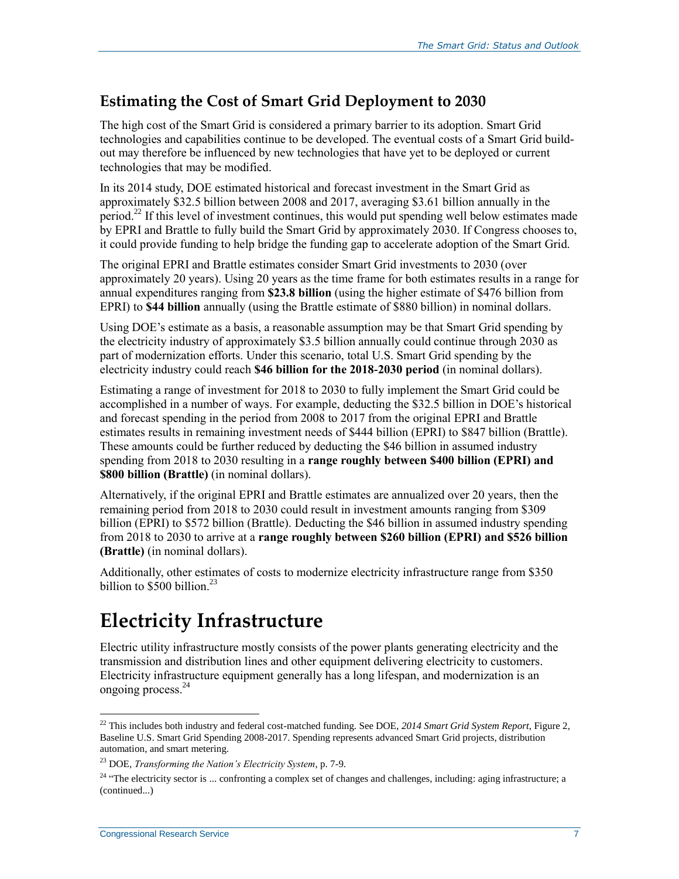## Estimating the Cost of Smart Grid Deployment to 2030

The high cost of the Smart Grid is considered a primary barrier to its adoption. Smart Grid technologies and capabilities continue to be developed. The eventual costs of a Smart Grid build-out may therefore be influenced by new technologies that have yet to be deployed or current technologies that may be modified.

In its 2014 study, DOE estimated historical and forecast investment in the Smart Grid as approximately $32.5 billion between 2008 and 2017, averaging $3.61 billion annually in the period.[22] If this level of investment continues, this would put spending well below estimates made by EPRI and Brattle to fully build the Smart Grid by approximately 2030. If Congress chooses to, it could provide funding to help bridge the funding gap to accelerate adoption of the Smart Grid.

The original EPRI and Brattle estimates consider Smart Grid investments to 2030 (over approximately 20 years). Using 20 years as the time frame for both estimates results in a range for annual expenditures ranging from **$23.8 billion** (using the higher estimate of $476 billion from EPRI) to **$44 billion** annually (using the Brattle estimate of $880 billion) in nominal dollars.

Using DOE's estimate as a basis, a reasonable assumption may be that Smart Grid spending by the electricity industry of approximately $3.5 billion annually could continue through 2030 as part of modernization efforts. Under this scenario, total U.S. Smart Grid spending by the electricity industry could reach **$46 billion for the 2018-2030 period** (in nominal dollars).

Estimating a range of investment for 2018 to 2030 to fully implement the Smart Grid could be accomplished in a number of ways. For example, deducting the $32.5 billion in DOE's historical and forecast spending in the period from 2008 to 2017 from the original EPRI and Brattle estimates results in remaining investment needs of $444 billion (EPRI) to $847 billion (Brattle). These amounts could be further reduced by deducting the $46 billion in assumed industry spending from 2018 to 2030 resulting in a **range roughly between $400 billion (EPRI) and $800 billion (Brattle)** (in nominal dollars).

Alternatively, if the original EPRI and Brattle estimates are annualized over 20 years, then the remaining period from 2018 to 2030 could result in investment amounts ranging from $309 billion (EPRI) to $572 billion (Brattle). Deducting the $46 billion in assumed industry spending from 2018 to 2030 to arrive at a **range roughly between $260 billion (EPRI) and $526 billion (Brattle)** (in nominal dollars).

Additionally, other estimates of costs to modernize electricity infrastructure range from $350 billion to $500 billion.[23]

# Electricity Infrastructure

Electric utility infrastructure mostly consists of the power plants generating electricity and the transmission and distribution lines and other equipment delivering electricity to customers. Electricity infrastructure equipment generally has a long lifespan, and modernization is an ongoing process.[24]

[22] This includes both industry and federal cost-matched funding. See DOE, *2014 Smart Grid System Report*, Figure 2, Baseline U.S. Smart Grid Spending 2008-2017. Spending represents advanced Smart Grid projects, distribution automation, and smart metering.

[23] DOE, *Transforming the Nation's Electricity System*, p. 7-9.

[24] "The electricity sector is ... confronting a complex set of changes and challenges, including: aging infrastructure; a (continued...)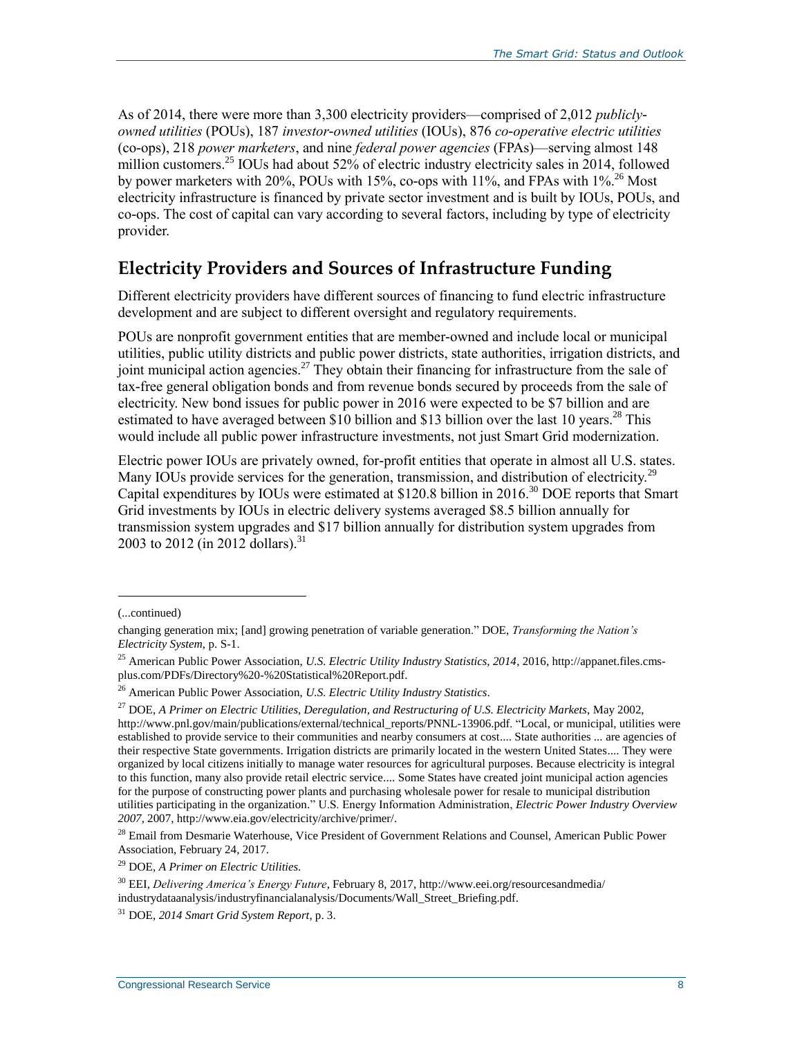As of 2014, there were more than 3,300 electricity providers—comprised of 2,012 *publicly-owned utilities* (POUs), 187 *investor-owned utilities* (IOUs), 876 *co-operative electric utilities* (co-ops), 218 *power marketers*, and nine *federal power agencies* (FPAs)—serving almost 148 million customers.[25] IOUs had about 52% of electric industry electricity sales in 2014, followed by power marketers with 20%, POUs with 15%, co-ops with 11%, and FPAs with 1%.[26] Most electricity infrastructure is financed by private sector investment and is built by IOUs, POUs, and co-ops. The cost of capital can vary according to several factors, including by type of electricity provider.

## Electricity Providers and Sources of Infrastructure Funding

Different electricity providers have different sources of financing to fund electric infrastructure development and are subject to different oversight and regulatory requirements.

POUs are nonprofit government entities that are member-owned and include local or municipal utilities, public utility districts and public power districts, state authorities, irrigation districts, and joint municipal action agencies.[27] They obtain their financing for infrastructure from the sale of tax-free general obligation bonds and from revenue bonds secured by proceeds from the sale of electricity. New bond issues for public power in 2016 were expected to be $7 billion and are estimated to have averaged between $10 billion and $13 billion over the last 10 years.[28] This would include all public power infrastructure investments, not just Smart Grid modernization.

Electric power IOUs are privately owned, for-profit entities that operate in almost all U.S. states. Many IOUs provide services for the generation, transmission, and distribution of electricity.[29] Capital expenditures by IOUs were estimated at $120.8 billion in 2016.[30] DOE reports that Smart Grid investments by IOUs in electric delivery systems averaged $8.5 billion annually for transmission system upgrades and $17 billion annually for distribution system upgrades from 2003 to 2012 (in 2012 dollars).[31]

---

(...continued)

changing generation mix; [and] growing penetration of variable generation." DOE, *Transforming the Nation's Electricity System*, p. S-1.

[25] American Public Power Association, *U.S. Electric Utility Industry Statistics, 2014*, 2016, http://appanet.files.cms-plus.com/PDFs/Directory%20-%20Statistical%20Report.pdf.

[26] American Public Power Association, *U.S. Electric Utility Industry Statistics*.

[27] DOE, *A Primer on Electric Utilities, Deregulation, and Restructuring of U.S. Electricity Markets*, May 2002, http://www.pnl.gov/main/publications/external/technical_reports/PNNL-13906.pdf. "Local, or municipal, utilities were established to provide service to their communities and nearby consumers at cost.... State authorities ... are agencies of their respective State governments. Irrigation districts are primarily located in the western United States.... They were organized by local citizens initially to manage water resources for agricultural purposes. Because electricity is integral to this function, many also provide retail electric service.... Some States have created joint municipal action agencies for the purpose of constructing power plants and purchasing wholesale power for resale to municipal distribution utilities participating in the organization." U.S. Energy Information Administration, *Electric Power Industry Overview 2007*, 2007, http://www.eia.gov/electricity/archive/primer/.

[28] Email from Desmarie Waterhouse, Vice President of Government Relations and Counsel, American Public Power Association, February 24, 2017.

[29] DOE, *A Primer on Electric Utilities*.

[30] EEI, *Delivering America's Energy Future*, February 8, 2017, http://www.eei.org/resourcesandmedia/industrydataanalysis/industryfinancialanalysis/Documents/Wall_Street_Briefing.pdf.

[31] DOE, *2014 Smart Grid System Report*, p. 3.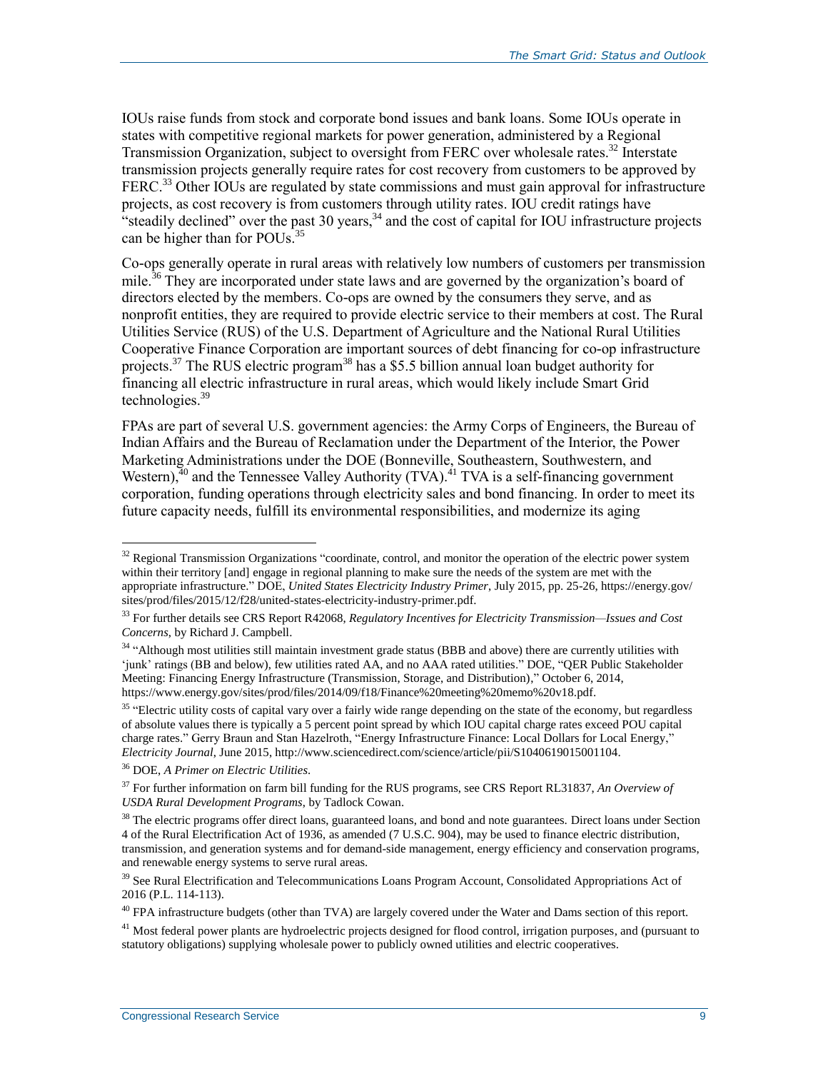IOUs raise funds from stock and corporate bond issues and bank loans. Some IOUs operate in states with competitive regional markets for power generation, administered by a Regional Transmission Organization, subject to oversight from FERC over wholesale rates.[32] Interstate transmission projects generally require rates for cost recovery from customers to be approved by FERC.[33] Other IOUs are regulated by state commissions and must gain approval for infrastructure projects, as cost recovery is from customers through utility rates. IOU credit ratings have "steadily declined" over the past 30 years,[34] and the cost of capital for IOU infrastructure projects can be higher than for POUs.[35]

Co-ops generally operate in rural areas with relatively low numbers of customers per transmission mile.[36] They are incorporated under state laws and are governed by the organization's board of directors elected by the members. Co-ops are owned by the consumers they serve, and as nonprofit entities, they are required to provide electric service to their members at cost. The Rural Utilities Service (RUS) of the U.S. Department of Agriculture and the National Rural Utilities Cooperative Finance Corporation are important sources of debt financing for co-op infrastructure projects.[37] The RUS electric program[38] has a $5.5 billion annual loan budget authority for financing all electric infrastructure in rural areas, which would likely include Smart Grid technologies.[39]

FPAs are part of several U.S. government agencies: the Army Corps of Engineers, the Bureau of Indian Affairs and the Bureau of Reclamation under the Department of the Interior, the Power Marketing Administrations under the DOE (Bonneville, Southeastern, Southwestern, and Western),[40] and the Tennessee Valley Authority (TVA).[41] TVA is a self-financing government corporation, funding operations through electricity sales and bond financing. In order to meet its future capacity needs, fulfill its environmental responsibilities, and modernize its aging

---

[32] Regional Transmission Organizations "coordinate, control, and monitor the operation of the electric power system within their territory [and] engage in regional planning to make sure the needs of the system are met with the appropriate infrastructure." DOE, *United States Electricity Industry Primer*, July 2015, pp. 25-26, https://energy.gov/sites/prod/files/2015/12/f28/united-states-electricity-industry-primer.pdf.

[33] For further details see CRS Report R42068, *Regulatory Incentives for Electricity Transmission—Issues and Cost Concerns*, by Richard J. Campbell.

[34] "Although most utilities still maintain investment grade status (BBB and above) there are currently utilities with 'junk' ratings (BB and below), few utilities rated AA, and no AAA rated utilities." DOE, "QER Public Stakeholder Meeting: Financing Energy Infrastructure (Transmission, Storage, and Distribution)," October 6, 2014, https://www.energy.gov/sites/prod/files/2014/09/f18/Finance%20meeting%20memo%20v18.pdf.

[35] "Electric utility costs of capital vary over a fairly wide range depending on the state of the economy, but regardless of absolute values there is typically a 5 percent point spread by which IOU capital charge rates exceed POU capital charge rates." Gerry Braun and Stan Hazelroth, "Energy Infrastructure Finance: Local Dollars for Local Energy," *Electricity Journal*, June 2015, http://www.sciencedirect.com/science/article/pii/S1040619015001104.

[36] DOE, *A Primer on Electric Utilities*.

[37] For further information on farm bill funding for the RUS programs, see CRS Report RL31837, *An Overview of USDA Rural Development Programs*, by Tadlock Cowan.

[38] The electric programs offer direct loans, guaranteed loans, and bond and note guarantees. Direct loans under Section 4 of the Rural Electrification Act of 1936, as amended (7 U.S.C. 904), may be used to finance electric distribution, transmission, and generation systems and for demand-side management, energy efficiency and conservation programs, and renewable energy systems to serve rural areas.

[39] See Rural Electrification and Telecommunications Loans Program Account, Consolidated Appropriations Act of 2016 (P.L. 114-113).

[40] FPA infrastructure budgets (other than TVA) are largely covered under the Water and Dams section of this report.

[41] Most federal power plants are hydroelectric projects designed for flood control, irrigation purposes, and (pursuant to statutory obligations) supplying wholesale power to publicly owned utilities and electric cooperatives.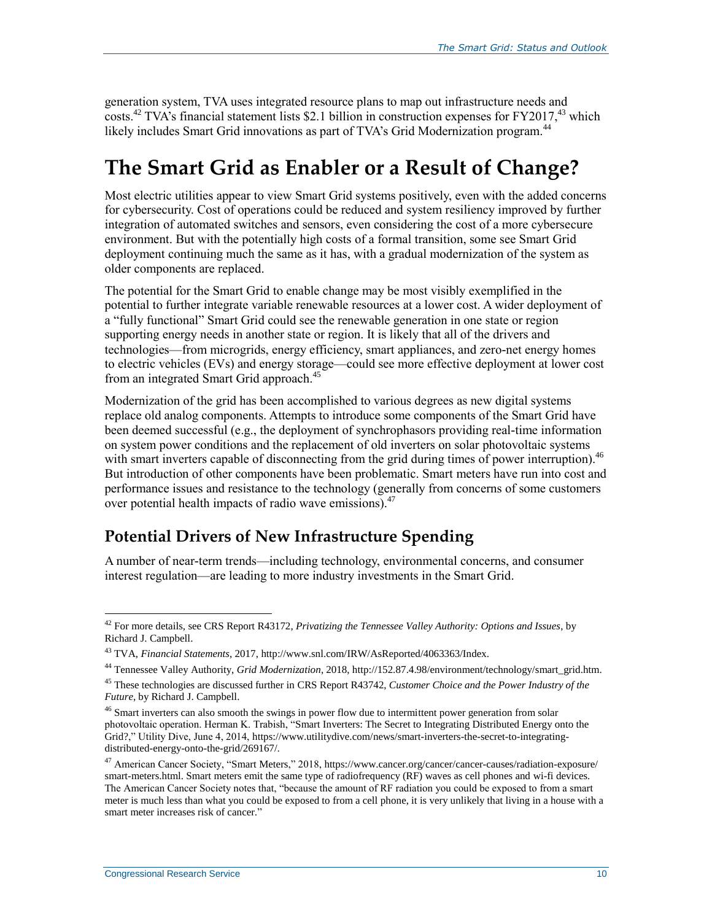generation system, TVA uses integrated resource plans to map out infrastructure needs and costs.[42] TVA's financial statement lists $2.1 billion in construction expenses for FY2017,[43] which likely includes Smart Grid innovations as part of TVA's Grid Modernization program.[44]

# The Smart Grid as Enabler or a Result of Change?

Most electric utilities appear to view Smart Grid systems positively, even with the added concerns for cybersecurity. Cost of operations could be reduced and system resiliency improved by further integration of automated switches and sensors, even considering the cost of a more cybersecure environment. But with the potentially high costs of a formal transition, some see Smart Grid deployment continuing much the same as it has, with a gradual modernization of the system as older components are replaced.

The potential for the Smart Grid to enable change may be most visibly exemplified in the potential to further integrate variable renewable resources at a lower cost. A wider deployment of a "fully functional" Smart Grid could see the renewable generation in one state or region supporting energy needs in another state or region. It is likely that all of the drivers and technologies—from microgrids, energy efficiency, smart appliances, and zero-net energy homes to electric vehicles (EVs) and energy storage—could see more effective deployment at lower cost from an integrated Smart Grid approach.[45]

Modernization of the grid has been accomplished to various degrees as new digital systems replace old analog components. Attempts to introduce some components of the Smart Grid have been deemed successful (e.g., the deployment of synchrophasors providing real-time information on system power conditions and the replacement of old inverters on solar photovoltaic systems with smart inverters capable of disconnecting from the grid during times of power interruption).[46] But introduction of other components have been problematic. Smart meters have run into cost and performance issues and resistance to the technology (generally from concerns of some customers over potential health impacts of radio wave emissions).[47]

## Potential Drivers of New Infrastructure Spending

A number of near-term trends—including technology, environmental concerns, and consumer interest regulation—are leading to more industry investments in the Smart Grid.

---

[42] For more details, see CRS Report R43172, *Privatizing the Tennessee Valley Authority: Options and Issues*, by Richard J. Campbell.

[43] TVA, *Financial Statements*, 2017, http://www.snl.com/IRW/AsReported/4063363/Index.

[44] Tennessee Valley Authority, *Grid Modernization*, 2018, http://152.87.4.98/environment/technology/smart_grid.htm.

[45] These technologies are discussed further in CRS Report R43742, *Customer Choice and the Power Industry of the Future*, by Richard J. Campbell.

[46] Smart inverters can also smooth the swings in power flow due to intermittent power generation from solar photovoltaic operation. Herman K. Trabish, "Smart Inverters: The Secret to Integrating Distributed Energy onto the Grid?," Utility Dive, June 4, 2014, https://www.utilitydive.com/news/smart-inverters-the-secret-to-integrating-distributed-energy-onto-the-grid/269167/.

[47] American Cancer Society, "Smart Meters," 2018, https://www.cancer.org/cancer/cancer-causes/radiation-exposure/smart-meters.html. Smart meters emit the same type of radiofrequency (RF) waves as cell phones and wi-fi devices. The American Cancer Society notes that, "because the amount of RF radiation you could be exposed to from a smart meter is much less than what you could be exposed to from a cell phone, it is very unlikely that living in a house with a smart meter increases risk of cancer."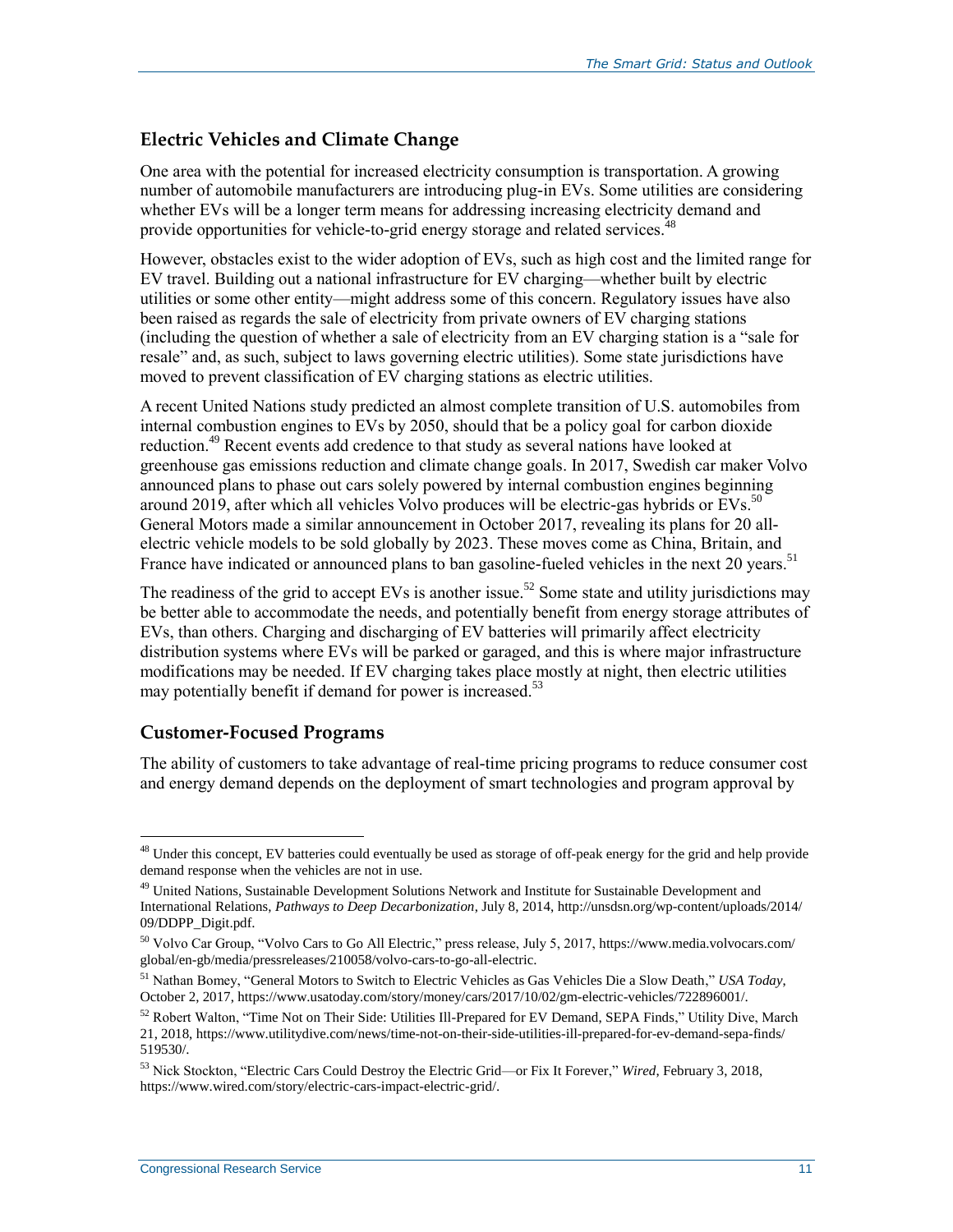## Electric Vehicles and Climate Change

One area with the potential for increased electricity consumption is transportation. A growing number of automobile manufacturers are introducing plug-in EVs. Some utilities are considering whether EVs will be a longer term means for addressing increasing electricity demand and provide opportunities for vehicle-to-grid energy storage and related services.[48]

However, obstacles exist to the wider adoption of EVs, such as high cost and the limited range for EV travel. Building out a national infrastructure for EV charging—whether built by electric utilities or some other entity—might address some of this concern. Regulatory issues have also been raised as regards the sale of electricity from private owners of EV charging stations (including the question of whether a sale of electricity from an EV charging station is a "sale for resale" and, as such, subject to laws governing electric utilities). Some state jurisdictions have moved to prevent classification of EV charging stations as electric utilities.

A recent United Nations study predicted an almost complete transition of U.S. automobiles from internal combustion engines to EVs by 2050, should that be a policy goal for carbon dioxide reduction.[49] Recent events add credence to that study as several nations have looked at greenhouse gas emissions reduction and climate change goals. In 2017, Swedish car maker Volvo announced plans to phase out cars solely powered by internal combustion engines beginning around 2019, after which all vehicles Volvo produces will be electric-gas hybrids or EVs.[50] General Motors made a similar announcement in October 2017, revealing its plans for 20 all-electric vehicle models to be sold globally by 2023. These moves come as China, Britain, and France have indicated or announced plans to ban gasoline-fueled vehicles in the next 20 years.[51]

The readiness of the grid to accept EVs is another issue.[52] Some state and utility jurisdictions may be better able to accommodate the needs, and potentially benefit from energy storage attributes of EVs, than others. Charging and discharging of EV batteries will primarily affect electricity distribution systems where EVs will be parked or garaged, and this is where major infrastructure modifications may be needed. If EV charging takes place mostly at night, then electric utilities may potentially benefit if demand for power is increased.[53]

## Customer-Focused Programs

The ability of customers to take advantage of real-time pricing programs to reduce consumer cost and energy demand depends on the deployment of smart technologies and program approval by

---

[48] Under this concept, EV batteries could eventually be used as storage of off-peak energy for the grid and help provide demand response when the vehicles are not in use.

[49] United Nations, Sustainable Development Solutions Network and Institute for Sustainable Development and International Relations, *Pathways to Deep Decarbonization*, July 8, 2014, http://unsdsn.org/wp-content/uploads/2014/09/DDPP_Digit.pdf.

[50] Volvo Car Group, "Volvo Cars to Go All Electric," press release, July 5, 2017, https://www.media.volvocars.com/global/en-gb/media/pressreleases/210058/volvo-cars-to-go-all-electric.

[51] Nathan Bomey, "General Motors to Switch to Electric Vehicles as Gas Vehicles Die a Slow Death," *USA Today*, October 2, 2017, https://www.usatoday.com/story/money/cars/2017/10/02/gm-electric-vehicles/722896001/.

[52] Robert Walton, "Time Not on Their Side: Utilities Ill-Prepared for EV Demand, SEPA Finds," Utility Dive, March 21, 2018, https://www.utilitydive.com/news/time-not-on-their-side-utilities-ill-prepared-for-ev-demand-sepa-finds/519530/.

[53] Nick Stockton, "Electric Cars Could Destroy the Electric Grid—or Fix It Forever," *Wired*, February 3, 2018, https://www.wired.com/story/electric-cars-impact-electric-grid/.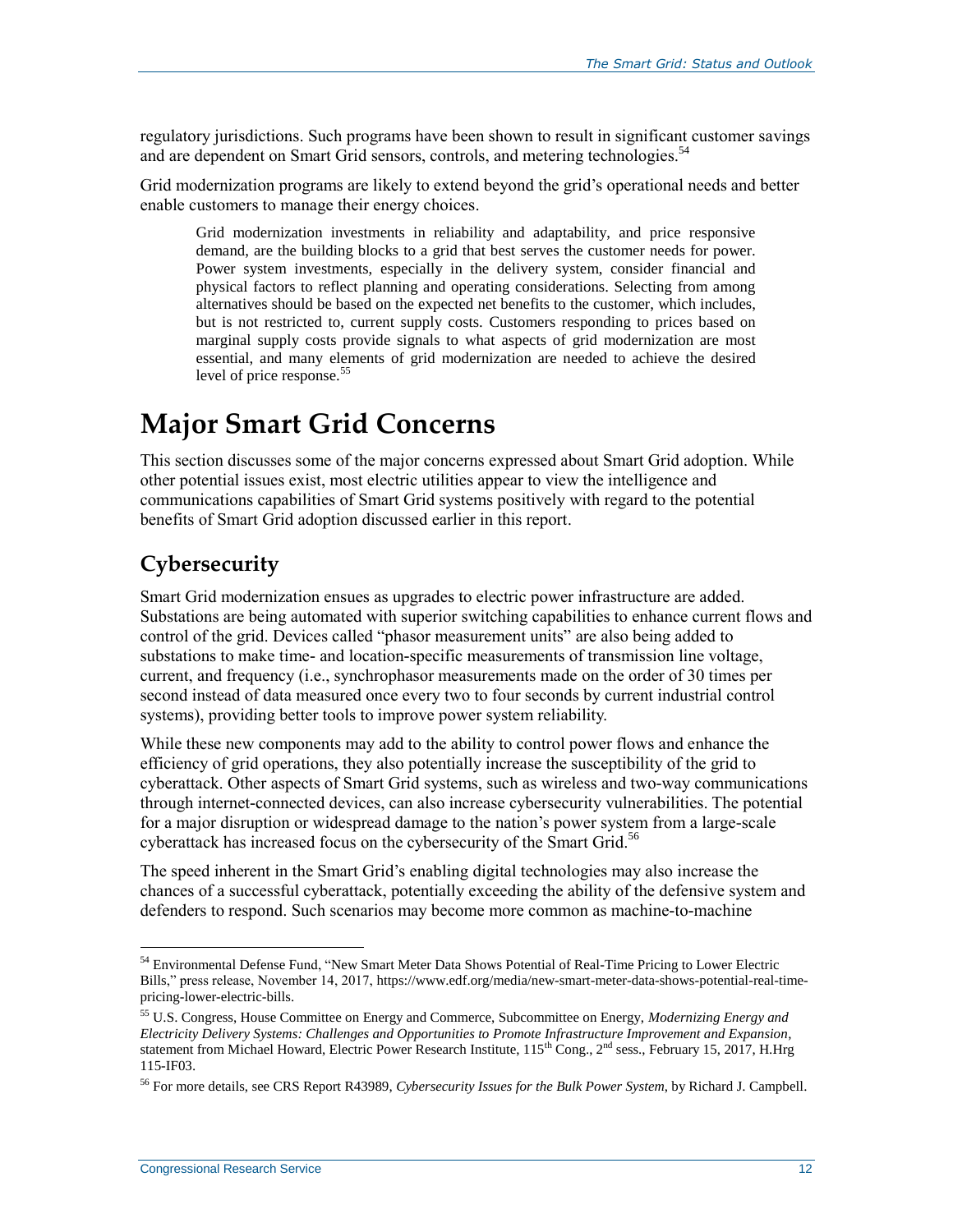regulatory jurisdictions. Such programs have been shown to result in significant customer savings and are dependent on Smart Grid sensors, controls, and metering technologies.[54]

Grid modernization programs are likely to extend beyond the grid's operational needs and better enable customers to manage their energy choices.

> Grid modernization investments in reliability and adaptability, and price responsive demand, are the building blocks to a grid that best serves the customer needs for power. Power system investments, especially in the delivery system, consider financial and physical factors to reflect planning and operating considerations. Selecting from among alternatives should be based on the expected net benefits to the customer, which includes, but is not restricted to, current supply costs. Customers responding to prices based on marginal supply costs provide signals to what aspects of grid modernization are most essential, and many elements of grid modernization are needed to achieve the desired level of price response.[55]

# Major Smart Grid Concerns

This section discusses some of the major concerns expressed about Smart Grid adoption. While other potential issues exist, most electric utilities appear to view the intelligence and communications capabilities of Smart Grid systems positively with regard to the potential benefits of Smart Grid adoption discussed earlier in this report.

## Cybersecurity

Smart Grid modernization ensues as upgrades to electric power infrastructure are added. Substations are being automated with superior switching capabilities to enhance current flows and control of the grid. Devices called "phasor measurement units" are also being added to substations to make time- and location-specific measurements of transmission line voltage, current, and frequency (i.e., synchrophasor measurements made on the order of 30 times per second instead of data measured once every two to four seconds by current industrial control systems), providing better tools to improve power system reliability.

While these new components may add to the ability to control power flows and enhance the efficiency of grid operations, they also potentially increase the susceptibility of the grid to cyberattack. Other aspects of Smart Grid systems, such as wireless and two-way communications through internet-connected devices, can also increase cybersecurity vulnerabilities. The potential for a major disruption or widespread damage to the nation's power system from a large-scale cyberattack has increased focus on the cybersecurity of the Smart Grid.[56]

The speed inherent in the Smart Grid's enabling digital technologies may also increase the chances of a successful cyberattack, potentially exceeding the ability of the defensive system and defenders to respond. Such scenarios may become more common as machine-to-machine

---

[54] Environmental Defense Fund, "New Smart Meter Data Shows Potential of Real-Time Pricing to Lower Electric Bills," press release, November 14, 2017, https://www.edf.org/media/new-smart-meter-data-shows-potential-real-time-pricing-lower-electric-bills.

[55] U.S. Congress, House Committee on Energy and Commerce, Subcommittee on Energy, *Modernizing Energy and Electricity Delivery Systems: Challenges and Opportunities to Promote Infrastructure Improvement and Expansion*, statement from Michael Howard, Electric Power Research Institute, 115th Cong., 2nd sess., February 15, 2017, H.Hrg 115-IF03.

[56] For more details, see CRS Report R43989, *Cybersecurity Issues for the Bulk Power System*, by Richard J. Campbell.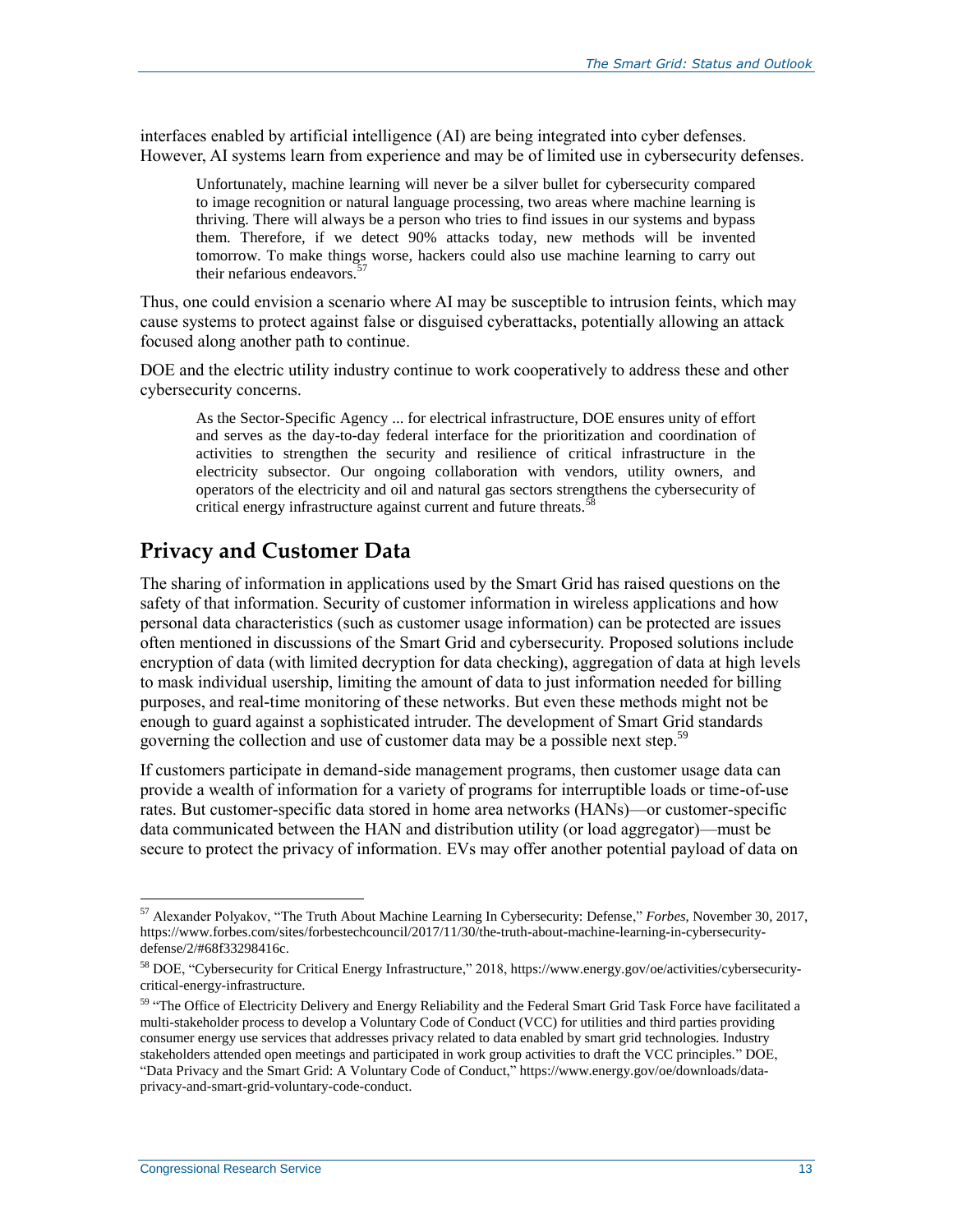interfaces enabled by artificial intelligence (AI) are being integrated into cyber defenses. However, AI systems learn from experience and may be of limited use in cybersecurity defenses.

> Unfortunately, machine learning will never be a silver bullet for cybersecurity compared to image recognition or natural language processing, two areas where machine learning is thriving. There will always be a person who tries to find issues in our systems and bypass them. Therefore, if we detect 90% attacks today, new methods will be invented tomorrow. To make things worse, hackers could also use machine learning to carry out their nefarious endeavors.[57]

Thus, one could envision a scenario where AI may be susceptible to intrusion feints, which may cause systems to protect against false or disguised cyberattacks, potentially allowing an attack focused along another path to continue.

DOE and the electric utility industry continue to work cooperatively to address these and other cybersecurity concerns.

> As the Sector-Specific Agency ... for electrical infrastructure, DOE ensures unity of effort and serves as the day-to-day federal interface for the prioritization and coordination of activities to strengthen the security and resilience of critical infrastructure in the electricity subsector. Our ongoing collaboration with vendors, utility owners, and operators of the electricity and oil and natural gas sectors strengthens the cybersecurity of critical energy infrastructure against current and future threats.[58]

## Privacy and Customer Data

The sharing of information in applications used by the Smart Grid has raised questions on the safety of that information. Security of customer information in wireless applications and how personal data characteristics (such as customer usage information) can be protected are issues often mentioned in discussions of the Smart Grid and cybersecurity. Proposed solutions include encryption of data (with limited decryption for data checking), aggregation of data at high levels to mask individual usership, limiting the amount of data to just information needed for billing purposes, and real-time monitoring of these networks. But even these methods might not be enough to guard against a sophisticated intruder. The development of Smart Grid standards governing the collection and use of customer data may be a possible next step.[59]

If customers participate in demand-side management programs, then customer usage data can provide a wealth of information for a variety of programs for interruptible loads or time-of-use rates. But customer-specific data stored in home area networks (HANs)—or customer-specific data communicated between the HAN and distribution utility (or load aggregator)—must be secure to protect the privacy of information. EVs may offer another potential payload of data on

---

[57] Alexander Polyakov, "The Truth About Machine Learning In Cybersecurity: Defense," *Forbes*, November 30, 2017, https://www.forbes.com/sites/forbestechcouncil/2017/11/30/the-truth-about-machine-learning-in-cybersecurity-defense/2/#68f33298416c.

[58] DOE, "Cybersecurity for Critical Energy Infrastructure," 2018, https://www.energy.gov/oe/activities/cybersecurity-critical-energy-infrastructure.

[59] "The Office of Electricity Delivery and Energy Reliability and the Federal Smart Grid Task Force have facilitated a multi-stakeholder process to develop a Voluntary Code of Conduct (VCC) for utilities and third parties providing consumer energy use services that addresses privacy related to data enabled by smart grid technologies. Industry stakeholders attended open meetings and participated in work group activities to draft the VCC principles." DOE, "Data Privacy and the Smart Grid: A Voluntary Code of Conduct," https://www.energy.gov/oe/downloads/data-privacy-and-smart-grid-voluntary-code-conduct.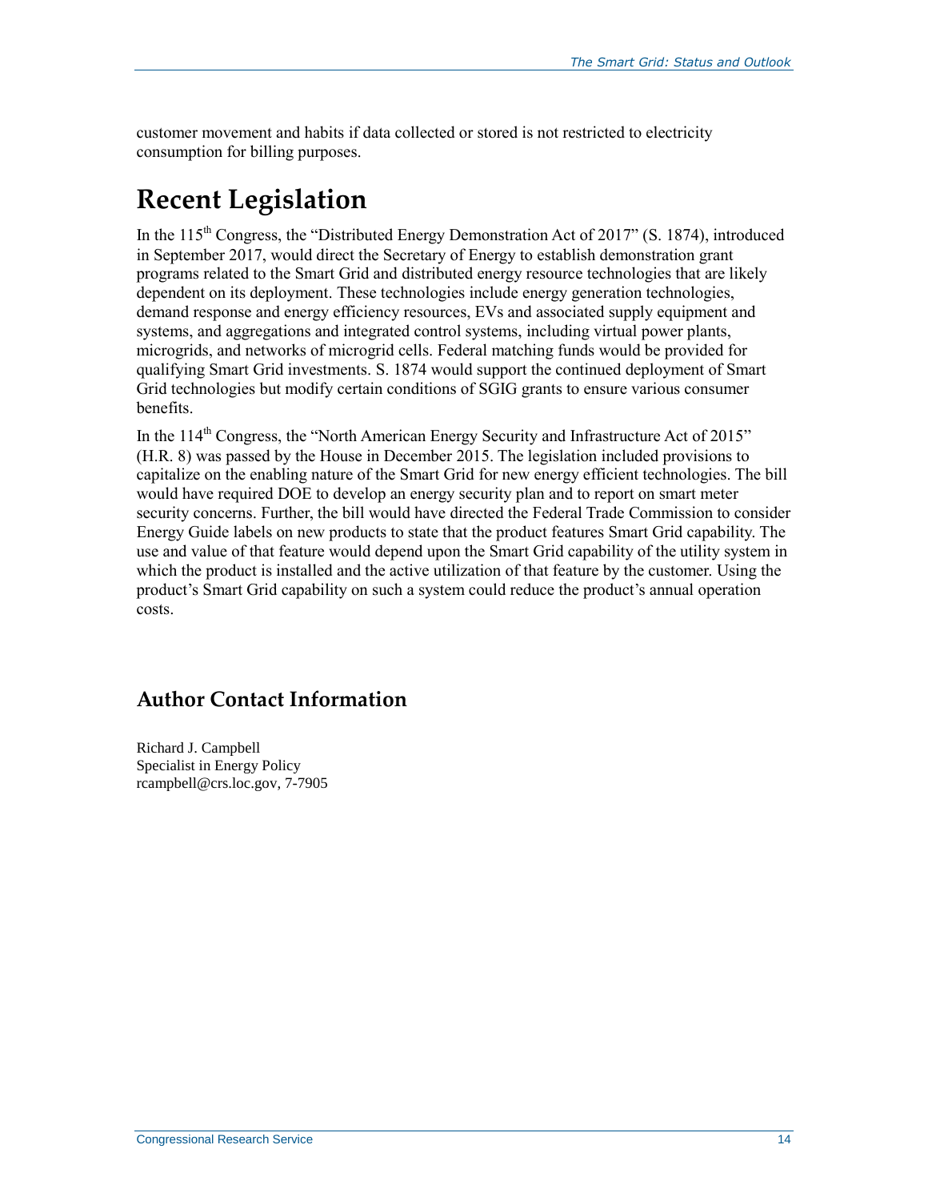customer movement and habits if data collected or stored is not restricted to electricity consumption for billing purposes.

# Recent Legislation

In the 115th Congress, the "Distributed Energy Demonstration Act of 2017" (S. 1874), introduced in September 2017, would direct the Secretary of Energy to establish demonstration grant programs related to the Smart Grid and distributed energy resource technologies that are likely dependent on its deployment. These technologies include energy generation technologies, demand response and energy efficiency resources, EVs and associated supply equipment and systems, and aggregations and integrated control systems, including virtual power plants, microgrids, and networks of microgrid cells. Federal matching funds would be provided for qualifying Smart Grid investments. S. 1874 would support the continued deployment of Smart Grid technologies but modify certain conditions of SGIG grants to ensure various consumer benefits.

In the 114th Congress, the "North American Energy Security and Infrastructure Act of 2015" (H.R. 8) was passed by the House in December 2015. The legislation included provisions to capitalize on the enabling nature of the Smart Grid for new energy efficient technologies. The bill would have required DOE to develop an energy security plan and to report on smart meter security concerns. Further, the bill would have directed the Federal Trade Commission to consider Energy Guide labels on new products to state that the product features Smart Grid capability. The use and value of that feature would depend upon the Smart Grid capability of the utility system in which the product is installed and the active utilization of that feature by the customer. Using the product's Smart Grid capability on such a system could reduce the product's annual operation costs.

## Author Contact Information

Richard J. Campbell
Specialist in Energy Policy
rcampbell@crs.loc.gov, 7-7905